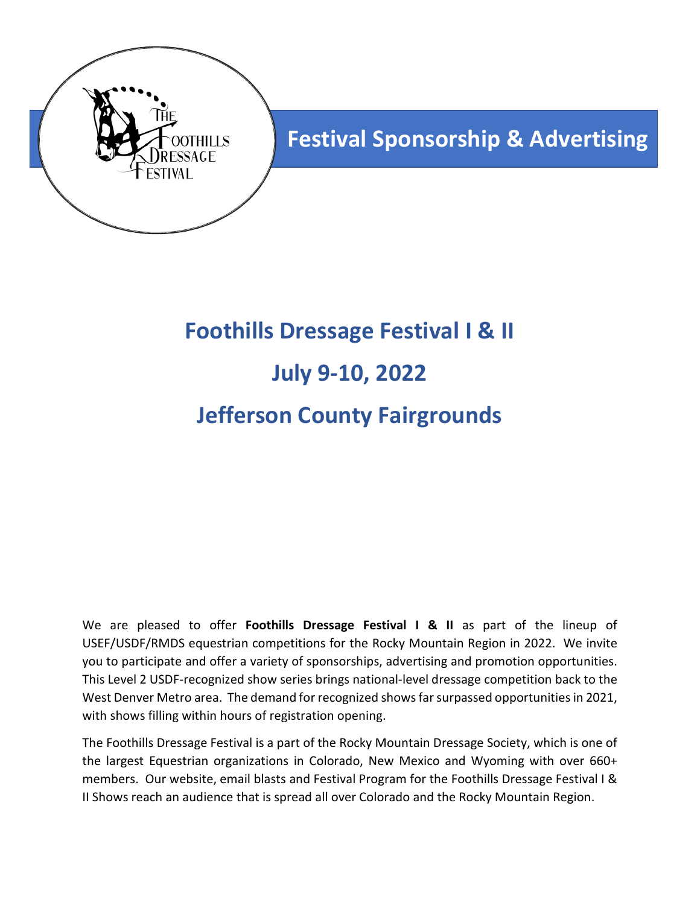THE FOOTHILLS DRESSAGE FESTIVAL

# Festival Sponsorship & Advertising

## Foothills Dressage Festival I & II

## July 9-10, 2022

## Jefferson County Fairgrounds

We are pleased to offer **Foothills Dressage Festival I & II** as part of the lineup of USEF/USDF/RMDS equestrian competitions for the Rocky Mountain Region in 2022. We invite you to participate and offer a variety of sponsorships, advertising and promotion opportunities. This Level 2 USDF-recognized show series brings national-level dressage competition back to the West Denver Metro area. The demand for recognized shows far surpassed opportunities in 2021, with shows filling within hours of registration opening.

The Foothills Dressage Festival is a part of the Rocky Mountain Dressage Society, which is one of the largest Equestrian organizations in Colorado, New Mexico and Wyoming with over 660+ members. Our website, email blasts and Festival Program for the Foothills Dressage Festival I & II Shows reach an audience that is spread all over Colorado and the Rocky Mountain Region.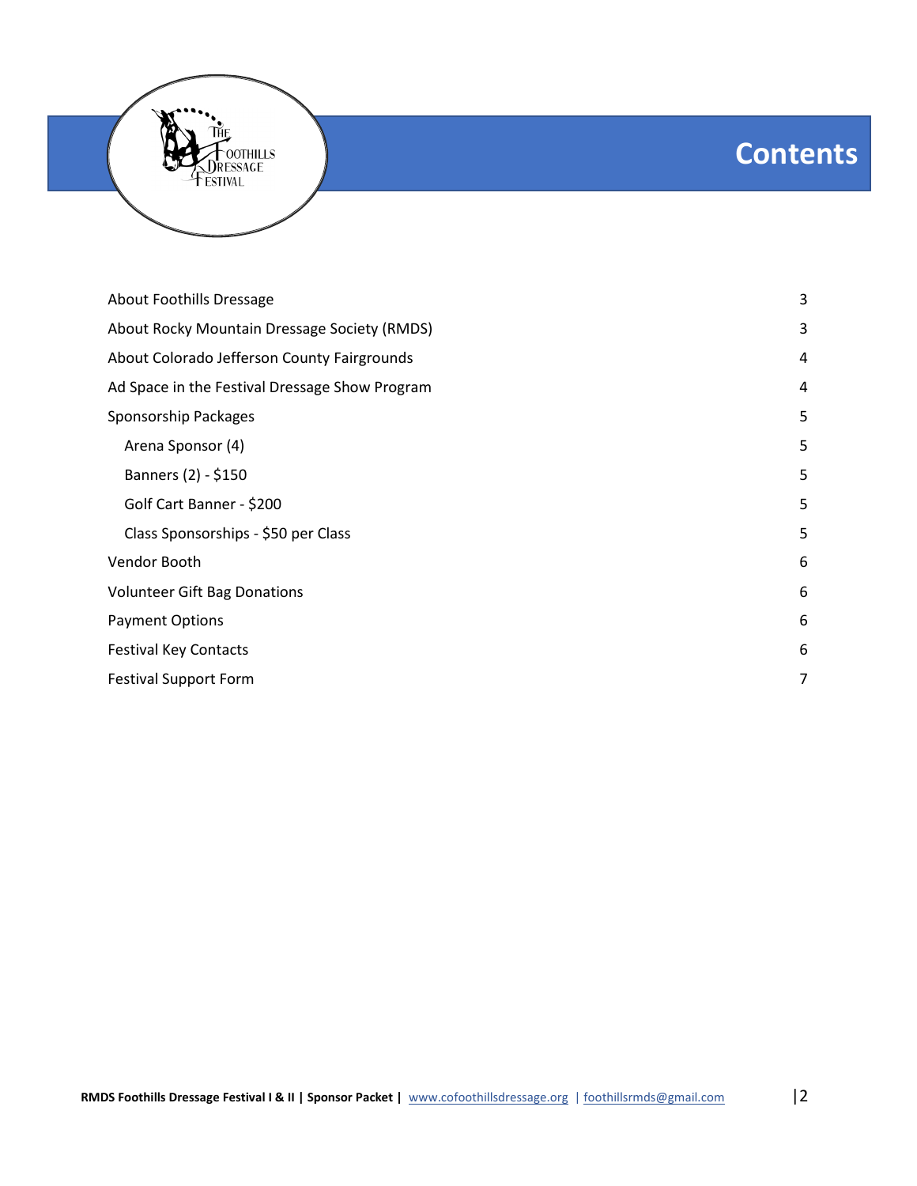# Contents

| | |
|---|---|
| About Foothills Dressage | 3 |
| About Rocky Mountain Dressage Society (RMDS) | 3 |
| About Colorado Jefferson County Fairgrounds | 4 |
| Ad Space in the Festival Dressage Show Program | 4 |
| Sponsorship Packages | 5 |
| &nbsp;&nbsp;&nbsp;&nbsp;Arena Sponsor (4) | 5 |
| &nbsp;&nbsp;&nbsp;&nbsp;Banners (2) - $150 | 5 |
| &nbsp;&nbsp;&nbsp;&nbsp;Golf Cart Banner - $200 | 5 |
| &nbsp;&nbsp;&nbsp;&nbsp;Class Sponsorships - $50 per Class | 5 |
| Vendor Booth | 6 |
| Volunteer Gift Bag Donations | 6 |
| Payment Options | 6 |
| Festival Key Contacts | 6 |
| Festival Support Form | 7 |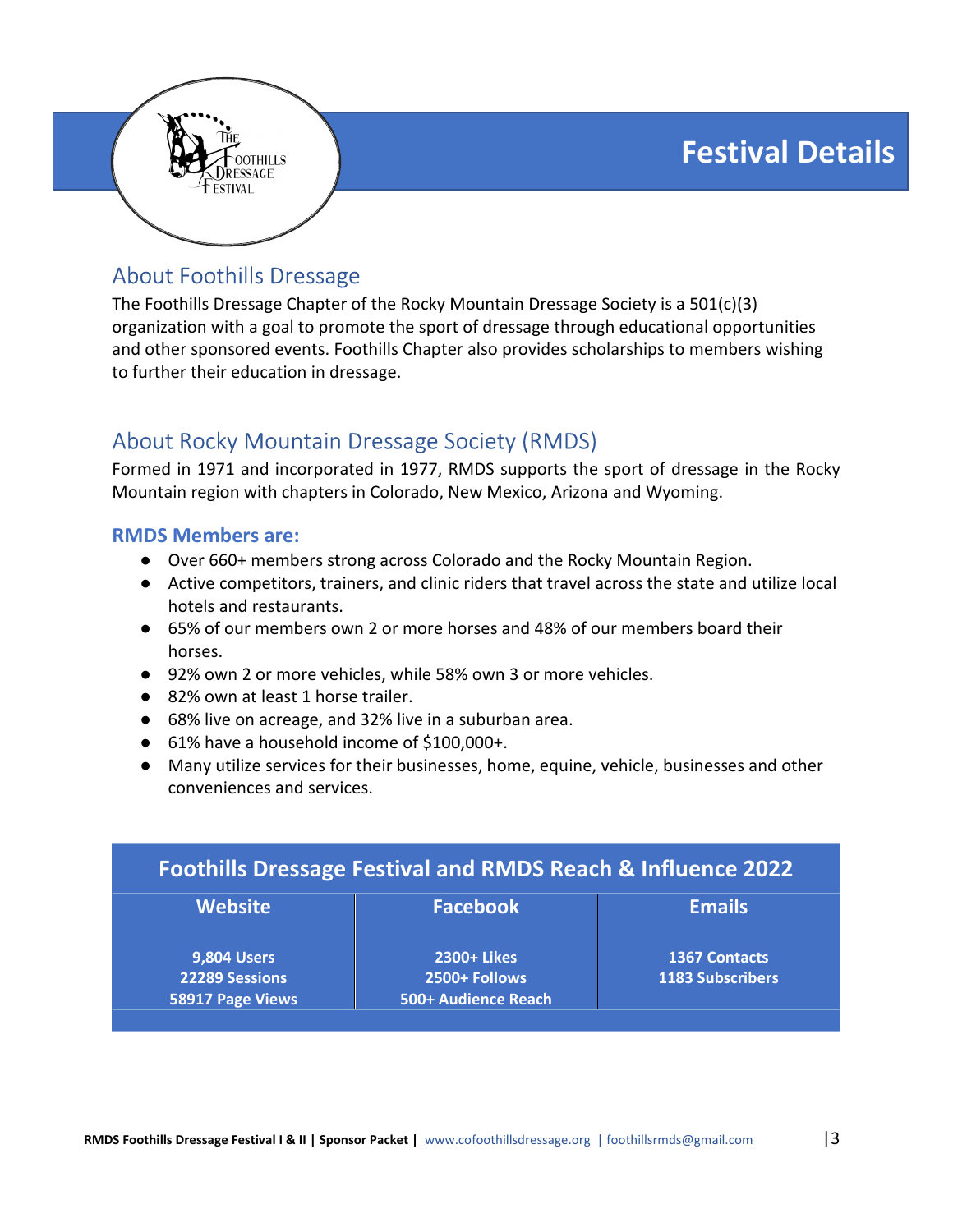# Festival Details

## About Foothills Dressage

The Foothills Dressage Chapter of the Rocky Mountain Dressage Society is a 501(c)(3) organization with a goal to promote the sport of dressage through educational opportunities and other sponsored events. Foothills Chapter also provides scholarships to members wishing to further their education in dressage.

## About Rocky Mountain Dressage Society (RMDS)

Formed in 1971 and incorporated in 1977, RMDS supports the sport of dressage in the Rocky Mountain region with chapters in Colorado, New Mexico, Arizona and Wyoming.

### RMDS Members are:

- Over 660+ members strong across Colorado and the Rocky Mountain Region.
- Active competitors, trainers, and clinic riders that travel across the state and utilize local hotels and restaurants.
- 65% of our members own 2 or more horses and 48% of our members board their horses.
- 92% own 2 or more vehicles, while 58% own 3 or more vehicles.
- 82% own at least 1 horse trailer.
- 68% live on acreage, and 32% live in a suburban area.
- 61% have a household income of $100,000+.
- Many utilize services for their businesses, home, equine, vehicle, businesses and other conveniences and services.

| Foothills Dressage Festival and RMDS Reach & Influence 2022 | | |
|---|---|---|
| **Website** | **Facebook** | **Emails** |
| 9,804 Users<br>22289 Sessions<br>58917 Page Views | 2300+ Likes<br>2500+ Follows<br>500+ Audience Reach | 1367 Contacts<br>1183 Subscribers |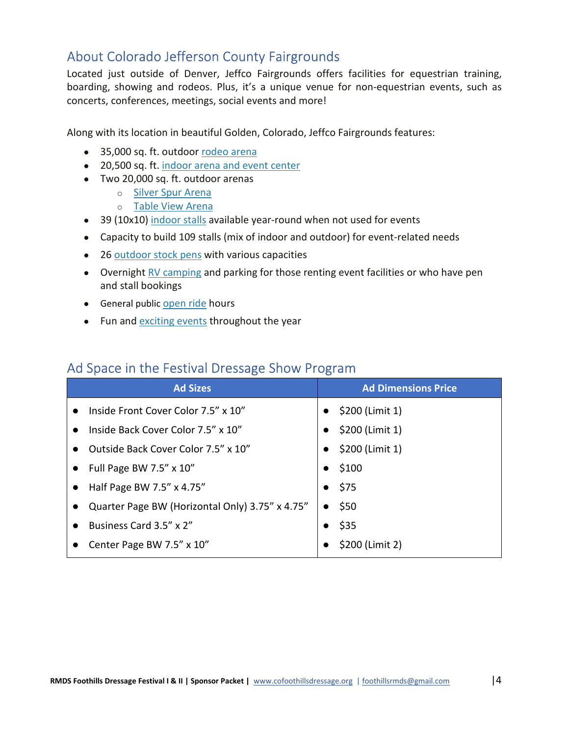## About Colorado Jefferson County Fairgrounds

Located just outside of Denver, Jeffco Fairgrounds offers facilities for equestrian training, boarding, showing and rodeos. Plus, it's a unique venue for non-equestrian events, such as concerts, conferences, meetings, social events and more!

Along with its location in beautiful Golden, Colorado, Jeffco Fairgrounds features:

- 35,000 sq. ft. outdoor rodeo arena
- 20,500 sq. ft. indoor arena and event center
- Two 20,000 sq. ft. outdoor arenas
    - Silver Spur Arena
    - Table View Arena
- 39 (10x10) indoor stalls available year-round when not used for events
- Capacity to build 109 stalls (mix of indoor and outdoor) for event-related needs
- 26 outdoor stock pens with various capacities
- Overnight RV camping and parking for those renting event facilities or who have pen and stall bookings
- General public open ride hours
- Fun and exciting events throughout the year

## Ad Space in the Festival Dressage Show Program

| Ad Sizes | Ad Dimensions Price |
|---|---|
| Inside Front Cover Color 7.5" x 10" | $200 (Limit 1) |
| Inside Back Cover Color 7.5" x 10" | $200 (Limit 1) |
| Outside Back Cover Color 7.5" x 10" | $200 (Limit 1) |
| Full Page BW 7.5" x 10" | $100 |
| Half Page BW 7.5" x 4.75" | $75 |
| Quarter Page BW (Horizontal Only) 3.75" x 4.75" | $50 |
| Business Card 3.5" x 2" | $35 |
| Center Page BW 7.5" x 10" | $200 (Limit 2) |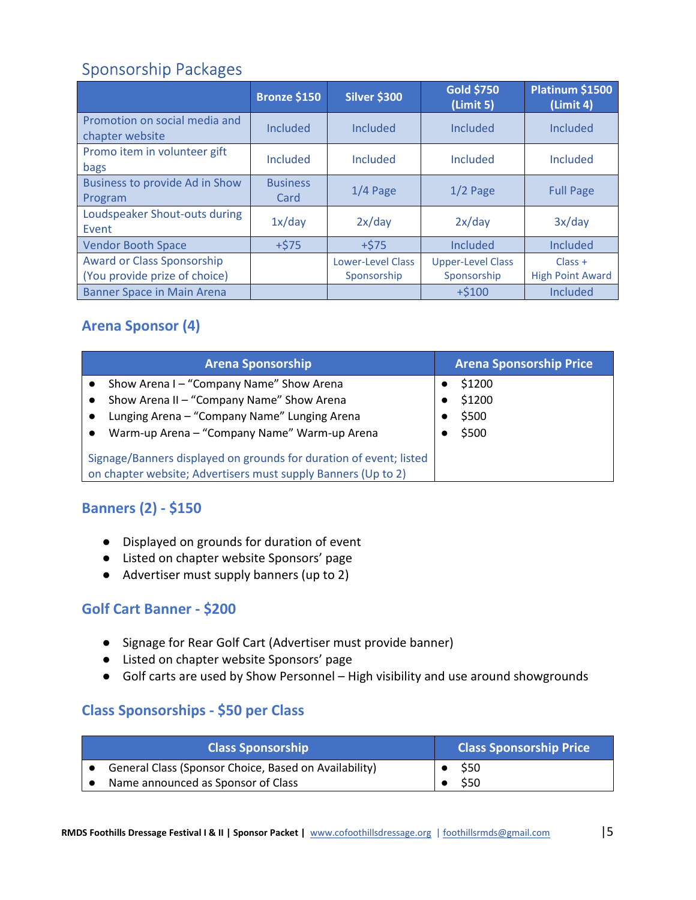## Sponsorship Packages

| | Bronze $150 | Silver $300 | Gold $750 (Limit 5) | Platinum $1500 (Limit 4) |
|---|---|---|---|---|
| Promotion on social media and chapter website | Included | Included | Included | Included |
| Promo item in volunteer gift bags | Included | Included | Included | Included |
| Business to provide Ad in Show Program | Business Card | 1/4 Page | 1/2 Page | Full Page |
| Loudspeaker Shout-outs during Event | 1x/day | 2x/day | 2x/day | 3x/day |
| Vendor Booth Space | +$75 | +$75 | Included | Included |
| Award or Class Sponsorship (You provide prize of choice) | | Lower-Level Class Sponsorship | Upper-Level Class Sponsorship | Class + High Point Award |
| Banner Space in Main Arena | | | +$100 | Included |

### Arena Sponsor (4)

| Arena Sponsorship | Arena Sponsorship Price |
|---|---|
| • Show Arena I – "Company Name" Show Arena | • $1200 |
| • Show Arena II – "Company Name" Show Arena | • $1200 |
| • Lunging Arena – "Company Name" Lunging Arena | • $500 |
| • Warm-up Arena – "Company Name" Warm-up Arena | • $500 |
| Signage/Banners displayed on grounds for duration of event; listed on chapter website; Advertisers must supply Banners (Up to 2) | |

### Banners (2) - $150

- Displayed on grounds for duration of event
- Listed on chapter website Sponsors' page
- Advertiser must supply banners (up to 2)

### Golf Cart Banner - $200

- Signage for Rear Golf Cart (Advertiser must provide banner)
- Listed on chapter website Sponsors' page
- Golf carts are used by Show Personnel – High visibility and use around showgrounds

### Class Sponsorships - $50 per Class

| Class Sponsorship | Class Sponsorship Price |
|---|---|
| • General Class (Sponsor Choice, Based on Availability) | • $50 |
| • Name announced as Sponsor of Class | • $50 |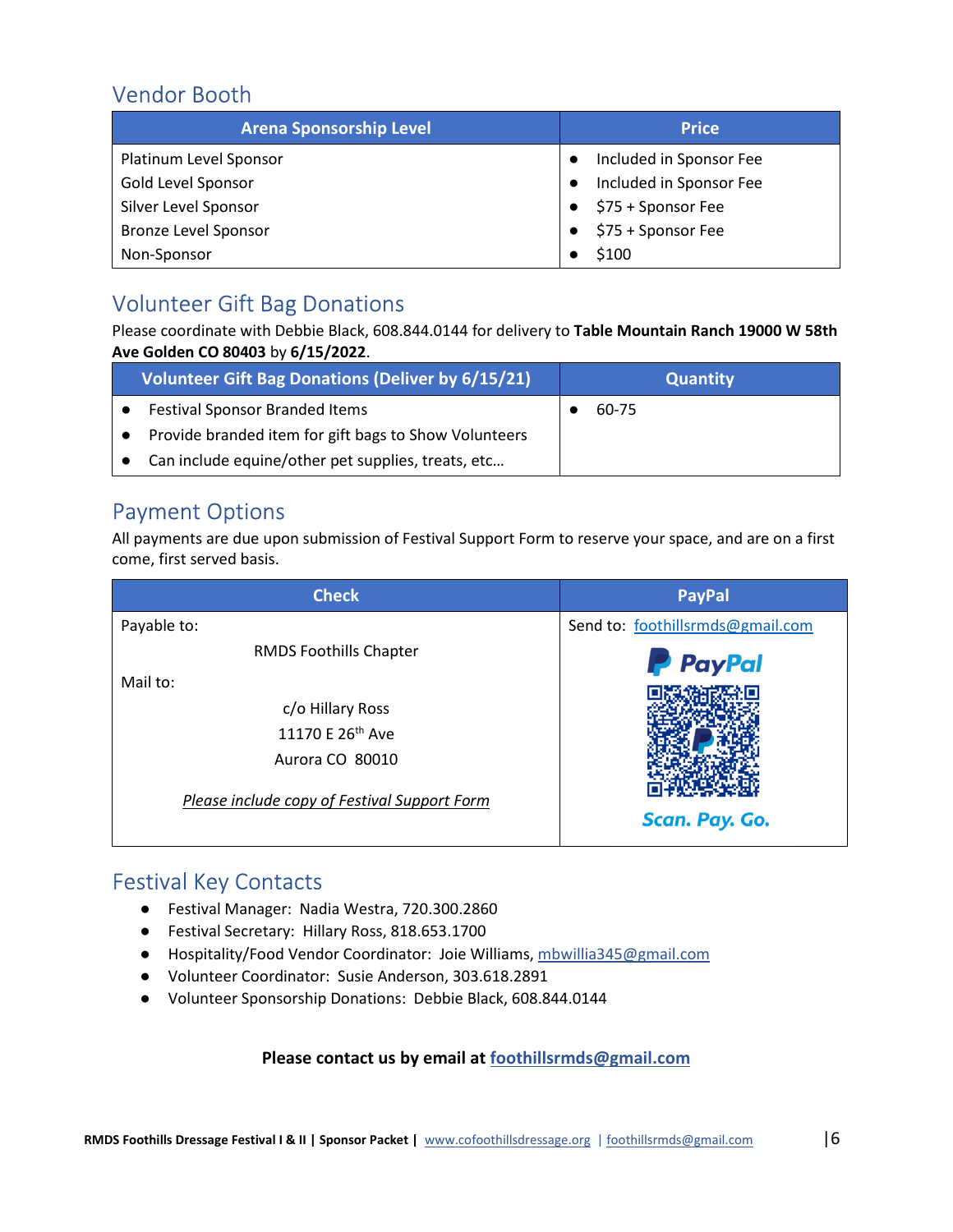## Vendor Booth

| Arena Sponsorship Level | Price |
|---|---|
| Platinum Level Sponsor | • Included in Sponsor Fee |
| Gold Level Sponsor | • Included in Sponsor Fee |
| Silver Level Sponsor | • $75 + Sponsor Fee |
| Bronze Level Sponsor | • $75 + Sponsor Fee |
| Non-Sponsor | • $100 |

## Volunteer Gift Bag Donations

Please coordinate with Debbie Black, 608.844.0144 for delivery to **Table Mountain Ranch 19000 W 58th Ave Golden CO 80403** by **6/15/2022**.

| Volunteer Gift Bag Donations (Deliver by 6/15/21) | Quantity |
|---|---|
| • Festival Sponsor Branded Items<br>• Provide branded item for gift bags to Show Volunteers<br>• Can include equine/other pet supplies, treats, etc… | • 60-75 |

## Payment Options

All payments are due upon submission of Festival Support Form to reserve your space, and are on a first come, first served basis.

| Check | PayPal |
|---|---|
| Payable to:<br>RMDS Foothills Chapter<br>Mail to:<br>c/o Hillary Ross<br>11170 E 26th Ave<br>Aurora CO 80010<br>*Please include copy of Festival Support Form* | Send to: foothillsrmds@gmail.com<br>PayPal<br>Scan. Pay. Go. |

## Festival Key Contacts

- Festival Manager: Nadia Westra, 720.300.2860
- Festival Secretary: Hillary Ross, 818.653.1700
- Hospitality/Food Vendor Coordinator: Joie Williams, mbwillia345@gmail.com
- Volunteer Coordinator: Susie Anderson, 303.618.2891
- Volunteer Sponsorship Donations: Debbie Black, 608.844.0144

**Please contact us by email at foothillsrmds@gmail.com**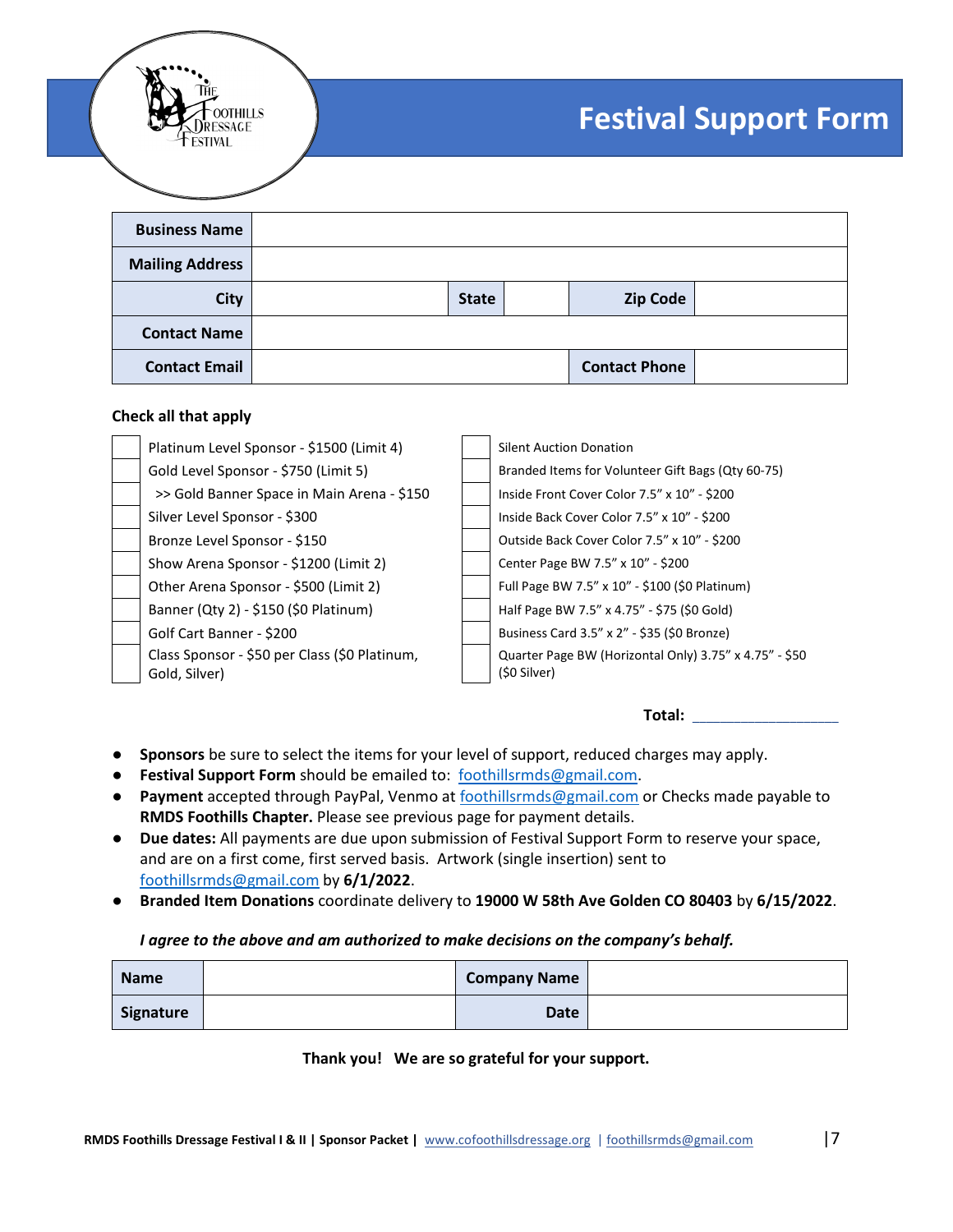# Festival Support Form

| | | | | | |
|---|---|---|---|---|---|
| **Business Name** | | | | | |
| **Mailing Address** | | | | | |
| **City** | | **State** | | **Zip Code** | |
| **Contact Name** | | | | | |
| **Contact Email** | | | | **Contact Phone** | |

**Check all that apply**

| | | | |
|---|---|---|---|
| ☐ | Platinum Level Sponsor - $1500 (Limit 4) | ☐ | Silent Auction Donation |
| ☐ | Gold Level Sponsor - $750 (Limit 5) | ☐ | Branded Items for Volunteer Gift Bags (Qty 60-75) |
| ☐ | >> Gold Banner Space in Main Arena - $150 | ☐ | Inside Front Cover Color 7.5" x 10" - $200 |
| ☐ | Silver Level Sponsor - $300 | ☐ | Inside Back Cover Color 7.5" x 10" - $200 |
| ☐ | Bronze Level Sponsor - $150 | ☐ | Outside Back Cover Color 7.5" x 10" - $200 |
| ☐ | Show Arena Sponsor - $1200 (Limit 2) | ☐ | Center Page BW 7.5" x 10" - $200 |
| ☐ | Other Arena Sponsor - $500 (Limit 2) | ☐ | Full Page BW 7.5" x 10" - $100 ($0 Platinum) |
| ☐ | Banner (Qty 2) - $150 ($0 Platinum) | ☐ | Half Page BW 7.5" x 4.75" - $75 ($0 Gold) |
| ☐ | Golf Cart Banner - $200 | ☐ | Business Card 3.5" x 2" - $35 ($0 Bronze) |
| ☐ | Class Sponsor - $50 per Class ($0 Platinum, Gold, Silver) | ☐ | Quarter Page BW (Horizontal Only) 3.75" x 4.75" - $50 ($0 Silver) |

**Total:** ________________

- **Sponsors** be sure to select the items for your level of support, reduced charges may apply.
- **Festival Support Form** should be emailed to: foothillsrmds@gmail.com.
- **Payment** accepted through PayPal, Venmo at foothillsrmds@gmail.com or Checks made payable to **RMDS Foothills Chapter.** Please see previous page for payment details.
- **Due dates:** All payments are due upon submission of Festival Support Form to reserve your space, and are on a first come, first served basis. Artwork (single insertion) sent to foothillsrmds@gmail.com by **6/1/2022**.
- **Branded Item Donations** coordinate delivery to **19000 W 58th Ave Golden CO 80403** by **6/15/2022**.

***I agree to the above and am authorized to make decisions on the company's behalf.***

| | | | |
|---|---|---|---|
| **Name** | | **Company Name** | |
| **Signature** | | **Date** | |

**Thank you! We are so grateful for your support.**